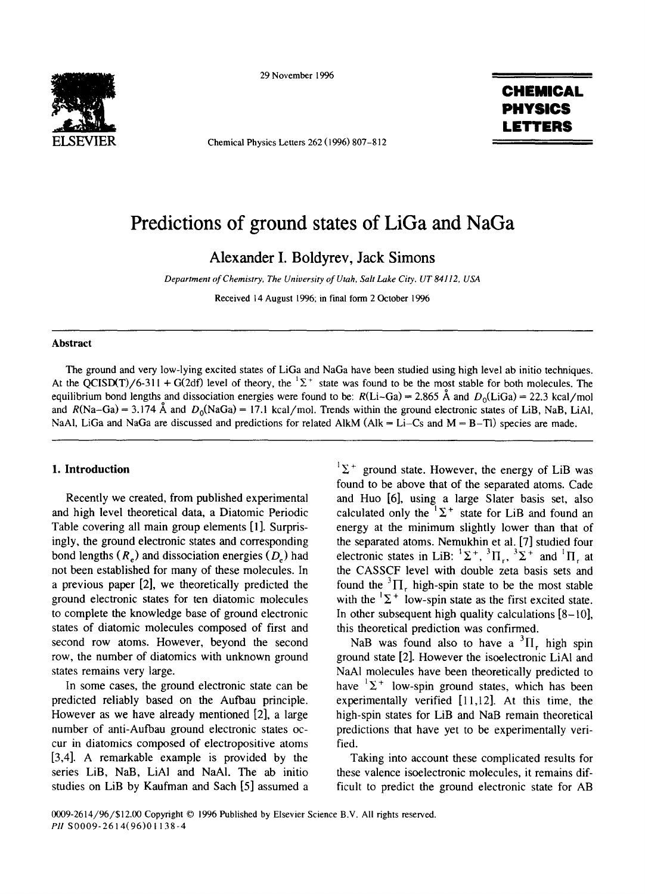# Predictions of ground states of LiGa and NaGa

**Alexander I. Boldyrev, Jack Simons**

*Department of Chemistry, The University of Utah, Salt Lake City, UT 84112, USA*

Received 14 August 1996; in final form 2 October 1996

## Abstract

The ground and very low-lying excited states of LiGa and NaGa have been studied using high level ab initio techniques. At the QCISD(T)/6-311 + G(2df) level of theory, the $^1\Sigma^+$ state was found to be the most stable for both molecules. The equilibrium bond lengths and dissociation energies were found to be: $R$(Li–Ga) = 2.865 Å and $D_0$(LiGa) = 22.3 kcal/mol and $R$(Na–Ga) = 3.174 Å and $D_0$(NaGa) = 17.1 kcal/mol. Trends within the ground electronic states of LiB, NaB, LiAl, NaAl, LiGa and NaGa are discussed and predictions for related AlkM (Alk = Li–Cs and M = B–Tl) species are made.

## 1. Introduction

Recently we created, from published experimental and high level theoretical data, a Diatomic Periodic Table covering all main group elements [1]. Surprisingly, the ground electronic states and corresponding bond lengths ($R_e$) and dissociation energies ($D_e$) had not been established for many of these molecules. In a previous paper [2], we theoretically predicted the ground electronic states for ten diatomic molecules to complete the knowledge base of ground electronic states of diatomic molecules composed of first and second row atoms. However, beyond the second row, the number of diatomics with unknown ground states remains very large.

In some cases, the ground electronic state can be predicted reliably based on the Aufbau principle. However as we have already mentioned [2], a large number of anti-Aufbau ground electronic states occur in diatomics composed of electropositive atoms [3,4]. A remarkable example is provided by the series LiB, NaB, LiAl and NaAl. The ab initio studies on LiB by Kaufman and Sach [5] assumed a $^1\Sigma^+$ ground state. However, the energy of LiB was found to be above that of the separated atoms. Cade and Huo [6], using a large Slater basis set, also calculated only the $^1\Sigma^+$ state for LiB and found an energy at the minimum slightly lower than that of the separated atoms. Nemukhin et al. [7] studied four electronic states in LiB: $^1\Sigma^+$, $^3\Pi_r$, $^3\Sigma^+$ and $^1\Pi_r$ at the CASSCF level with double zeta basis sets and found the $^3\Pi_r$ high-spin state to be the most stable with the $^1\Sigma^+$ low-spin state as the first excited state. In other subsequent high quality calculations [8–10], this theoretical prediction was confirmed.

NaB was found also to have a $^3\Pi_r$ high spin ground state [2]. However the isoelectronic LiAl and NaAl molecules have been theoretically predicted to have $^1\Sigma^+$ low-spin ground states, which has been experimentally verified [11,12]. At this time, the high-spin states for LiB and NaB remain theoretical predictions that have yet to be experimentally verified.

Taking into account these complicated results for these valence isoelectronic molecules, it remains difficult to predict the ground electronic state for AB

0009-2614/96/$12.00 Copyright © 1996 Published by Elsevier Science B.V. All rights reserved.
PII S0009-2614(96)01138-4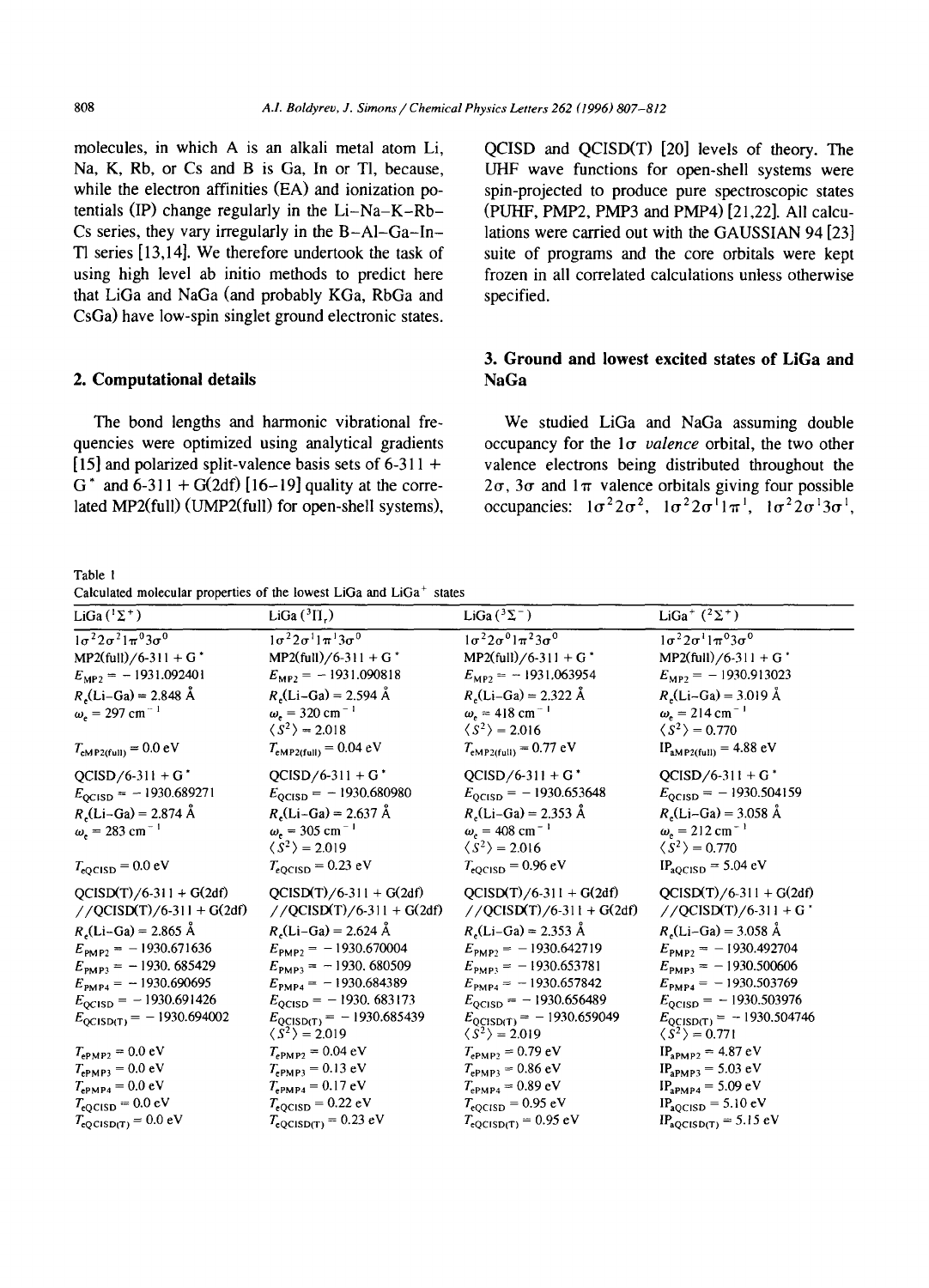molecules, in which A is an alkali metal atom Li, Na, K, Rb, or Cs and B is Ga, In or Tl, because, while the electron affinities (EA) and ionization potentials (IP) change regularly in the Li–Na–K–Rb–Cs series, they vary irregularly in the B–Al–Ga–In–Tl series [13,14]. We therefore undertook the task of using high level ab initio methods to predict here that LiGa and NaGa (and probably KGa, RbGa and CsGa) have low-spin singlet ground electronic states.

## 2. Computational details

The bond lengths and harmonic vibrational frequencies were optimized using analytical gradients [15] and polarized split-valence basis sets of 6-311 + G* and 6-311 + G(2df) [16–19] quality at the correlated MP2(full) (UMP2(full) for open-shell systems), QCISD and QCISD(T) [20] levels of theory. The UHF wave functions for open-shell systems were spin-projected to produce pure spectroscopic states (PUHF, PMP2, PMP3 and PMP4) [21,22]. All calculations were carried out with the GAUSSIAN 94 [23] suite of programs and the core orbitals were kept frozen in all correlated calculations unless otherwise specified.

## 3. Ground and lowest excited states of LiGa and NaGa

We studied LiGa and NaGa assuming double occupancy for the 1σ *valence* orbital, the two other valence electrons being distributed throughout the 2σ, 3σ and 1π valence orbitals giving four possible occupancies: $1\sigma^2 2\sigma^2$, $1\sigma^2 2\sigma^1 1\pi^1$, $1\sigma^2 2\sigma^1 3\sigma^1$,

Table 1
Calculated molecular properties of the lowest LiGa and LiGa$^+$ states

| LiGa ($^1\Sigma^+$) | LiGa ($^3\Pi_r$) | LiGa ($^3\Sigma^-$) | LiGa$^+$ ($^2\Sigma^+$) |
|---|---|---|---|
| $1\sigma^2 2\sigma^2 1\pi^0 3\sigma^0$ | $1\sigma^2 2\sigma^1 1\pi^1 3\sigma^0$ | $1\sigma^2 2\sigma^0 1\pi^2 3\sigma^0$ | $1\sigma^2 2\sigma^1 1\pi^0 3\sigma^0$ |
| MP2(full)/6-311 + G* | MP2(full)/6-311 + G* | MP2(full)/6-311 + G* | MP2(full)/6-311 + G* |
| $E_{MP2} = -1931.092401$ | $E_{MP2} = -1931.090818$ | $E_{MP2} = -1931.063954$ | $E_{MP2} = -1930.913023$ |
| $R_e$(Li–Ga) = 2.848 Å | $R_e$(Li–Ga) = 2.594 Å | $R_e$(Li–Ga) = 2.322 Å | $R_e$(Li–Ga) = 3.019 Å |
| $\omega_e = 297$ cm$^{-1}$ | $\omega_e = 320$ cm$^{-1}$ | $\omega_e = 418$ cm$^{-1}$ | $\omega_e = 214$ cm$^{-1}$ |
| | $\langle S^2 \rangle = 2.018$ | $\langle S^2 \rangle = 2.016$ | $\langle S^2 \rangle = 0.770$ |
| $T_{eMP2(full)} = 0.0$ eV | $T_{eMP2(full)} = 0.04$ eV | $T_{eMP2(full)} = 0.77$ eV | $IP_{aMP2(full)} = 4.88$ eV |
| QCISD/6-311 + G* | QCISD/6-311 + G* | QCISD/6-311 + G* | QCISD/6-311 + G* |
| $E_{QCISD} = -1930.689271$ | $E_{QCISD} = -1930.680980$ | $E_{QCISD} = -1930.653648$ | $E_{QCISD} = -1930.504159$ |
| $R_e$(Li–Ga) = 2.874 Å | $R_e$(Li–Ga) = 2.637 Å | $R_e$(Li–Ga) = 2.353 Å | $R_e$(Li–Ga) = 3.058 Å |
| $\omega_e = 283$ cm$^{-1}$ | $\omega_e = 305$ cm$^{-1}$ | $\omega_e = 408$ cm$^{-1}$ | $\omega_e = 212$ cm$^{-1}$ |
| | $\langle S^2 \rangle = 2.019$ | $\langle S^2 \rangle = 2.016$ | $\langle S^2 \rangle = 0.770$ |
| $T_{eQCISD} = 0.0$ eV | $T_{eQCISD} = 0.23$ eV | $T_{eQCISD} = 0.96$ eV | $IP_{aQCISD} = 5.04$ eV |
| QCISD(T)/6-311 + G(2df) //QCISD(T)/6-311 + G(2df) | QCISD(T)/6-311 + G(2df) //QCISD(T)/6-311 + G(2df) | QCISD(T)/6-311 + G(2df) //QCISD(T)/6-311 + G(2df) | QCISD(T)/6-311 + G(2df) //QCISD(T)/6-311 + G* |
| $R_e$(Li–Ga) = 2.865 Å | $R_e$(Li–Ga) = 2.624 Å | $R_e$(Li–Ga) = 2.353 Å | $R_e$(Li–Ga) = 3.058 Å |
| $E_{PMP2} = -1930.671636$ | $E_{PMP2} = -1930.670004$ | $E_{PMP2} = -1930.642719$ | $E_{PMP2} = -1930.492704$ |
| $E_{PMP3} = -1930.685429$ | $E_{PMP3} = -1930.680509$ | $E_{PMP3} = -1930.653781$ | $E_{PMP3} = -1930.500606$ |
| $E_{PMP4} = -1930.690695$ | $E_{PMP4} = -1930.684389$ | $E_{PMP4} = -1930.657842$ | $E_{PMP4} = -1930.503769$ |
| $E_{QCISD} = -1930.691426$ | $E_{QCISD} = -1930.683173$ | $E_{QCISD} = -1930.656489$ | $E_{QCISD} = -1930.503976$ |
| $E_{QCISD(T)} = -1930.694002$ | $E_{QCISD(T)} = -1930.685439$ | $E_{QCISD(T)} = -1930.659049$ | $E_{QCISD(T)} = -1930.504746$ |
| | $\langle S^2 \rangle = 2.019$ | $\langle S^2 \rangle = 2.019$ | $\langle S^2 \rangle = 0.771$ |
| $T_{ePMP2} = 0.0$ eV | $T_{ePMP2} = 0.04$ eV | $T_{ePMP2} = 0.79$ eV | $IP_{aPMP2} = 4.87$ eV |
| $T_{ePMP3} = 0.0$ eV | $T_{ePMP3} = 0.13$ eV | $T_{ePMP3} = 0.86$ eV | $IP_{aPMP3} = 5.03$ eV |
| $T_{ePMP4} = 0.0$ eV | $T_{ePMP4} = 0.17$ eV | $T_{ePMP4} = 0.89$ eV | $IP_{aPMP4} = 5.09$ eV |
| $T_{eQCISD} = 0.0$ eV | $T_{eQCISD} = 0.22$ eV | $T_{eQCISD} = 0.95$ eV | $IP_{aQCISD} = 5.10$ eV |
| $T_{eQCISD(T)} = 0.0$ eV | $T_{eQCISD(T)} = 0.23$ eV | $T_{eQCISD(T)} = 0.95$ eV | $IP_{aQCISD(T)} = 5.15$ eV |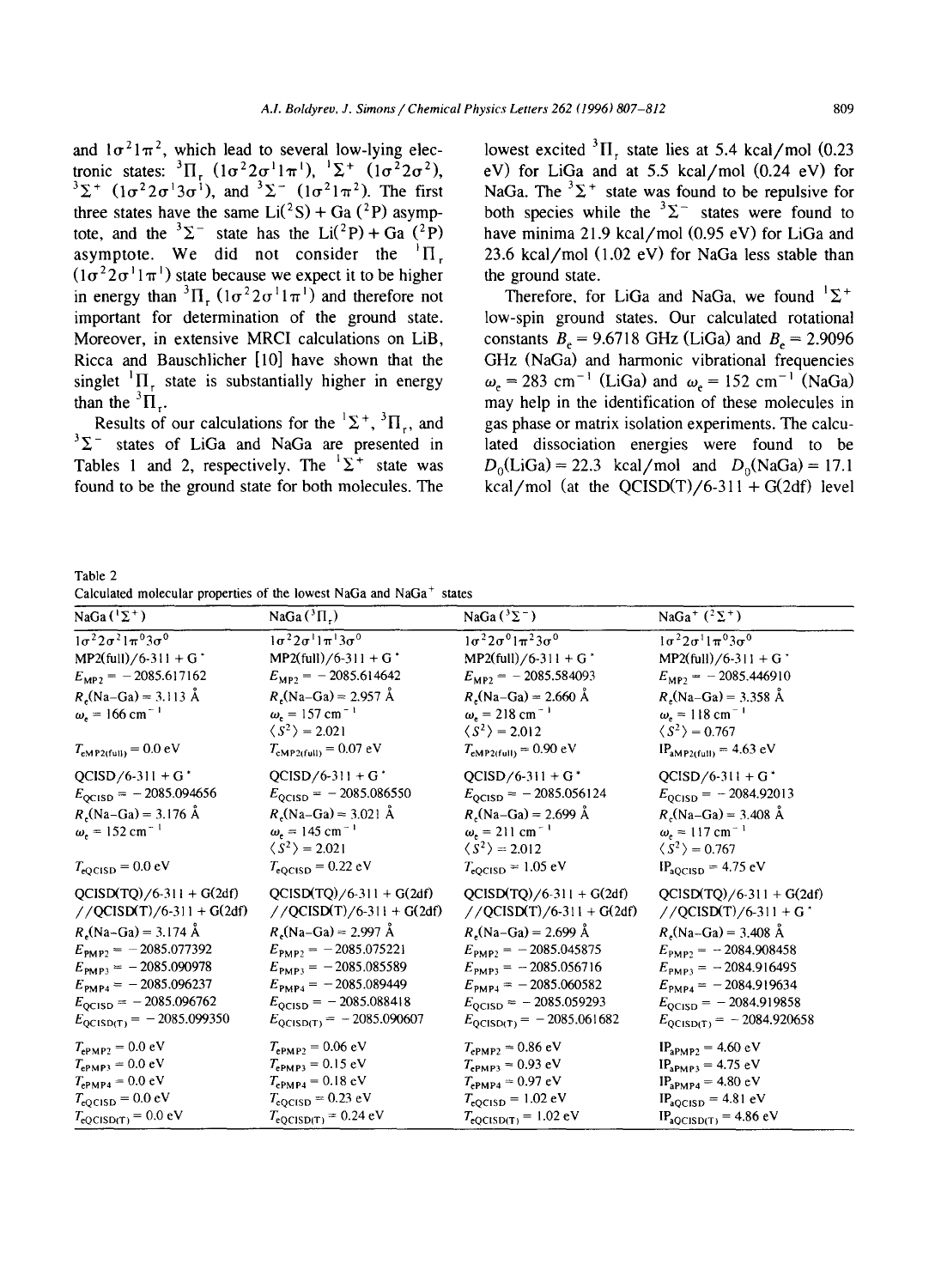and $1\sigma^2 1\pi^2$, which lead to several low-lying electronic states: $^3\Pi_r$ ($1\sigma^2 2\sigma^1 1\pi^1$), $^1\Sigma^+$ ($1\sigma^2 2\sigma^2$), $^3\Sigma^+$ ($1\sigma^2 2\sigma^1 3\sigma^1$), and $^3\Sigma^-$ ($1\sigma^2 1\pi^2$). The first three states have the same Li($^2$S) + Ga ($^2$P) asymptote, and the $^3\Sigma^-$ state has the Li($^2$P) + Ga ($^2$P) asymptote. We did not consider the $^1\Pi_r$ ($1\sigma^2 2\sigma^1 1\pi^1$) state because we expect it to be higher in energy than $^3\Pi_r$ ($1\sigma^2 2\sigma^1 1\pi^1$) and therefore not important for determination of the ground state. Moreover, in extensive MRCI calculations on LiB, Ricca and Bauschlicher [10] have shown that the singlet $^1\Pi_r$ state is substantially higher in energy than the $^3\Pi_r$.

Results of our calculations for the $^1\Sigma^+$, $^3\Pi_r$, and $^3\Sigma^-$ states of LiGa and NaGa are presented in Tables 1 and 2, respectively. The $^1\Sigma^+$ state was found to be the ground state for both molecules. The lowest excited $^3\Pi_r$ state lies at 5.4 kcal/mol (0.23 eV) for LiGa and at 5.5 kcal/mol (0.24 eV) for NaGa. The $^3\Sigma^+$ state was found to be repulsive for both species while the $^3\Sigma^-$ states were found to have minima 21.9 kcal/mol (0.95 eV) for LiGa and 23.6 kcal/mol (1.02 eV) for NaGa less stable than the ground state.

Therefore, for LiGa and NaGa, we found $^1\Sigma^+$ low-spin ground states. Our calculated rotational constants $B_e$ = 9.6718 GHz (LiGa) and $B_e$ = 2.9096 GHz (NaGa) and harmonic vibrational frequencies $\omega_e$ = 283 cm$^{-1}$ (LiGa) and $\omega_e$ = 152 cm$^{-1}$ (NaGa) may help in the identification of these molecules in gas phase or matrix isolation experiments. The calculated dissociation energies were found to be $D_0$(LiGa) = 22.3 kcal/mol and $D_0$(NaGa) = 17.1 kcal/mol (at the QCISD(T)/6-311 + G(2df) level

Table 2
Calculated molecular properties of the lowest NaGa and NaGa$^+$ states

| NaGa ($^1\Sigma^+$) | NaGa ($^3\Pi_r$) | NaGa ($^3\Sigma^-$) | NaGa$^+$ ($^2\Sigma^+$) |
|---|---|---|---|
| $1\sigma^2 2\sigma^2 1\pi^0 3\sigma^0$ | $1\sigma^2 2\sigma^1 1\pi^1 3\sigma^0$ | $1\sigma^2 2\sigma^0 1\pi^2 3\sigma^0$ | $1\sigma^2 2\sigma^1 1\pi^0 3\sigma^0$ |
| MP2(full)/6-311 + G* | MP2(full)/6-311 + G* | MP2(full)/6-311 + G* | MP2(full)/6-311 + G* |
| $E_{MP2}$ = − 2085.617162 | $E_{MP2}$ = − 2085.614642 | $E_{MP2}$ = − 2085.584093 | $E_{MP2}$ = − 2085.446910 |
| $R_e$(Na–Ga) = 3.113 Å | $R_e$(Na–Ga) = 2.957 Å | $R_e$(Na–Ga) = 2.660 Å | $R_e$(Na–Ga) = 3.358 Å |
| $\omega_e$ = 166 cm$^{-1}$ | $\omega_e$ = 157 cm$^{-1}$ | $\omega_e$ = 218 cm$^{-1}$ | $\omega_e$ = 118 cm$^{-1}$ |
| | $\langle S^2 \rangle$ = 2.021 | $\langle S^2 \rangle$ = 2.012 | $\langle S^2 \rangle$ = 0.767 |
| $T_{eMP2(full)}$ = 0.0 eV | $T_{eMP2(full)}$ = 0.07 eV | $T_{eMP2(full)}$ = 0.90 eV | $IP_{aMP2(full)}$ = 4.63 eV |
| QCISD/6-311 + G* | QCISD/6-311 + G* | QCISD/6-311 + G* | QCISD/6-311 + G* |
| $E_{QCISD}$ = − 2085.094656 | $E_{QCISD}$ = − 2085.086550 | $E_{QCISD}$ = − 2085.056124 | $E_{QCISD}$ = − 2084.92013 |
| $R_e$(Na–Ga) = 3.176 Å | $R_e$(Na–Ga) = 3.021 Å | $R_e$(Na–Ga) = 2.699 Å | $R_e$(Na–Ga) = 3.408 Å |
| $\omega_e$ = 152 cm$^{-1}$ | $\omega_e$ = 145 cm$^{-1}$ | $\omega_e$ = 211 cm$^{-1}$ | $\omega_e$ = 117 cm$^{-1}$ |
| | $\langle S^2 \rangle$ = 2.021 | $\langle S^2 \rangle$ = 2.012 | $\langle S^2 \rangle$ = 0.767 |
| $T_{eQCISD}$ = 0.0 eV | $T_{eQCISD}$ = 0.22 eV | $T_{eQCISD}$ = 1.05 eV | $IP_{aQCISD}$ = 4.75 eV |
| QCISD(TQ)/6-311 + G(2df) //QCISD(T)/6-311 + G(2df) | QCISD(TQ)/6-311 + G(2df) //QCISD(T)/6-311 + G(2df) | QCISD(TQ)/6-311 + G(2df) //QCISD(T)/6-311 + G(2df) | QCISD(TQ)/6-311 + G(2df) //QCISD(T)/6-311 + G* |
| $R_e$(Na–Ga) = 3.174 Å | $R_e$(Na–Ga) = 2.997 Å | $R_e$(Na–Ga) = 2.699 Å | $R_e$(Na–Ga) = 3.408 Å |
| $E_{PMP2}$ = − 2085.077392 | $E_{PMP2}$ = − 2085.075221 | $E_{PMP2}$ = − 2085.045875 | $E_{PMP2}$ = − 2084.908458 |
| $E_{PMP3}$ = − 2085.090978 | $E_{PMP3}$ = − 2085.085589 | $E_{PMP3}$ = − 2085.056716 | $E_{PMP3}$ = − 2084.916495 |
| $E_{PMP4}$ = − 2085.096237 | $E_{PMP4}$ = − 2085.089449 | $E_{PMP4}$ = − 2085.060582 | $E_{PMP4}$ = − 2084.919634 |
| $E_{QCISD}$ = − 2085.096762 | $E_{QCISD}$ = − 2085.088418 | $E_{QCISD}$ = − 2085.059293 | $E_{QCISD}$ = − 2084.919858 |
| $E_{QCISD(T)}$ = − 2085.099350 | $E_{QCISD(T)}$ = − 2085.090607 | $E_{QCISD(T)}$ = − 2085.061682 | $E_{QCISD(T)}$ = − 2084.920658 |
| $T_{ePMP2}$ = 0.0 eV | $T_{ePMP2}$ = 0.06 eV | $T_{ePMP2}$ = 0.86 eV | $IP_{aPMP2}$ = 4.60 eV |
| $T_{ePMP3}$ = 0.0 eV | $T_{ePMP3}$ = 0.15 eV | $T_{ePMP3}$ = 0.93 eV | $IP_{aPMP3}$ = 4.75 eV |
| $T_{ePMP4}$ = 0.0 eV | $T_{ePMP4}$ = 0.18 eV | $T_{ePMP4}$ = 0.97 eV | $IP_{aPMP4}$ = 4.80 eV |
| $T_{eQCISD}$ = 0.0 eV | $T_{eQCISD}$ = 0.23 eV | $T_{eQCISD}$ = 1.02 eV | $IP_{aQCISD}$ = 4.81 eV |
| $T_{eQCISD(T)}$ = 0.0 eV | $T_{eQCISD(T)}$ = 0.24 eV | $T_{eQCISD(T)}$ = 1.02 eV | $IP_{aQCISD(T)}$ = 4.86 eV |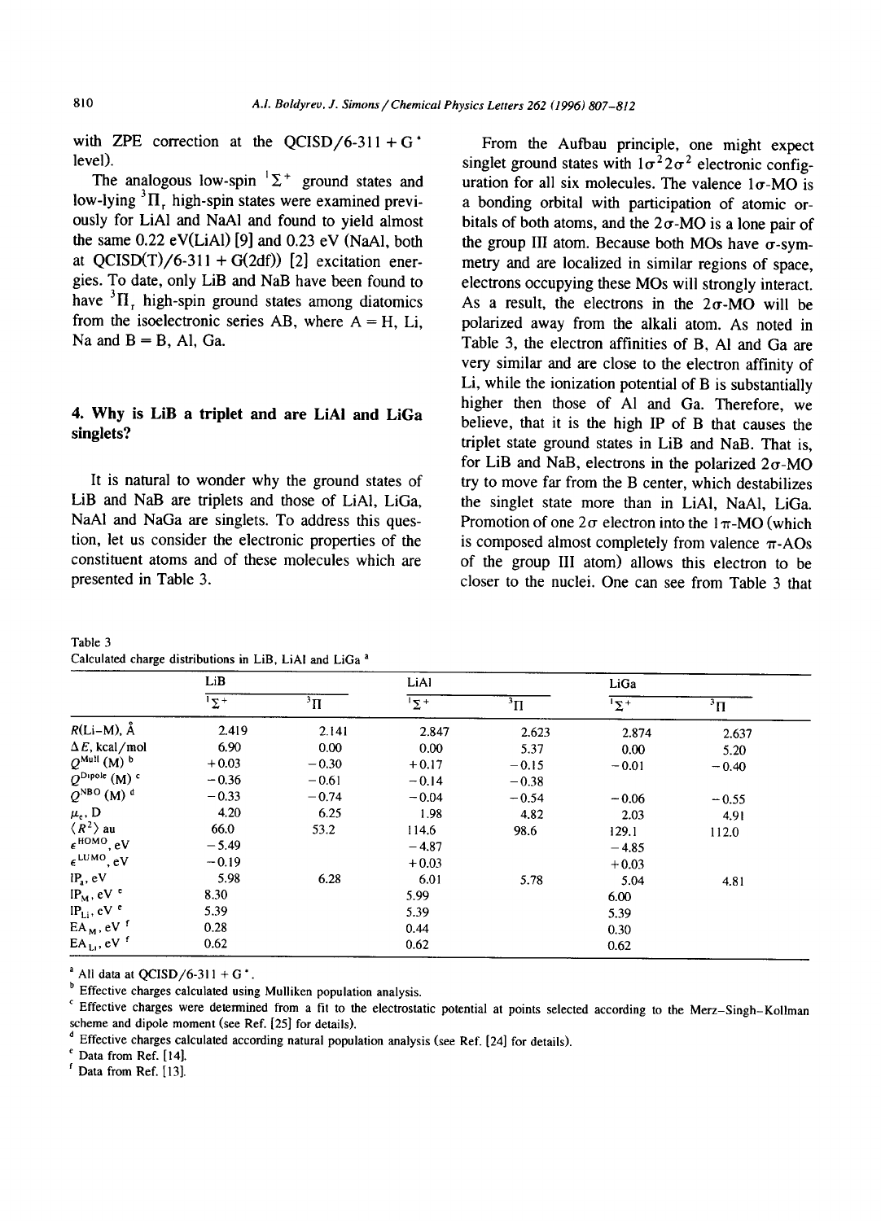with ZPE correction at the QCISD/6-311 + G* level).

The analogous low-spin $^1\Sigma^+$ ground states and low-lying $^3\Pi_r$ high-spin states were examined previously for LiAl and NaAl and found to yield almost the same 0.22 eV(LiAl) [9] and 0.23 eV (NaAl, both at QCISD(T)/6-311 + G(2df)) [2] excitation energies. To date, only LiB and NaB have been found to have $^3\Pi_r$ high-spin ground states among diatomics from the isoelectronic series AB, where A = H, Li, Na and B = B, Al, Ga.

## 4. Why is LiB a triplet and are LiAl and LiGa singlets?

It is natural to wonder why the ground states of LiB and NaB are triplets and those of LiAl, LiGa, NaAl and NaGa are singlets. To address this question, let us consider the electronic properties of the constituent atoms and of these molecules which are presented in Table 3.

From the Aufbau principle, one might expect singlet ground states with $1\sigma^2 2\sigma^2$ electronic configuration for all six molecules. The valence $1\sigma$-MO is a bonding orbital with participation of atomic orbitals of both atoms, and the $2\sigma$-MO is a lone pair of the group III atom. Because both MOs have $\sigma$-symmetry and are localized in similar regions of space, electrons occupying these MOs will strongly interact. As a result, the electrons in the $2\sigma$-MO will be polarized away from the alkali atom. As noted in Table 3, the electron affinities of B, Al and Ga are very similar and are close to the electron affinity of Li, while the ionization potential of B is substantially higher then those of Al and Ga. Therefore, we believe, that it is the high IP of B that causes the triplet state ground states in LiB and NaB. That is, for LiB and NaB, electrons in the polarized $2\sigma$-MO try to move far from the B center, which destabilizes the singlet state more than in LiAl, NaAl, LiGa. Promotion of one $2\sigma$ electron into the $1\pi$-MO (which is composed almost completely from valence $\pi$-AOs of the group III atom) allows this electron to be closer to the nuclei. One can see from Table 3 that

Table 3
Calculated charge distributions in LiB, LiAl and LiGa [a]

| | LiB | | LiAl | | LiGa | |
|---|---|---|---|---|---|---|
| | $^1\Sigma^+$ | $^3\Pi$ | $^1\Sigma^+$ | $^3\Pi$ | $^1\Sigma^+$ | $^3\Pi$ |
| $R$(Li–M), Å | 2.419 | 2.141 | 2.847 | 2.623 | 2.874 | 2.637 |
| $\Delta E$, kcal/mol | 6.90 | 0.00 | 0.00 | 5.37 | 0.00 | 5.20 |
| $Q^{\mathrm{Mull}}$ (M) [b] | +0.03 | −0.30 | +0.17 | −0.15 | −0.01 | −0.40 |
| $Q^{\mathrm{Dipole}}$ (M) [c] | −0.36 | −0.61 | −0.14 | −0.38 | | |
| $Q^{\mathrm{NBO}}$ (M) [d] | −0.33 | −0.74 | −0.04 | −0.54 | −0.06 | −0.55 |
| $\mu_e$, D | 4.20 | 6.25 | 1.98 | 4.82 | 2.03 | 4.91 |
| $\langle R^2 \rangle$ au | 66.0 | 53.2 | 114.6 | 98.6 | 129.1 | 112.0 |
| $\epsilon^{\mathrm{HOMO}}$, eV | −5.49 | | −4.87 | | −4.85 | |
| $\epsilon^{\mathrm{LUMO}}$, eV | −0.19 | | +0.03 | | +0.03 | |
| $\mathrm{IP_a}$, eV | 5.98 | 6.28 | 6.01 | 5.78 | 5.04 | 4.81 |
| $\mathrm{IP_M}$, eV [e] | 8.30 | | 5.99 | | 6.00 | |
| $\mathrm{IP_{Li}}$, eV [e] | 5.39 | | 5.39 | | 5.39 | |
| $\mathrm{EA_M}$, eV [f] | 0.28 | | 0.44 | | 0.30 | |
| $\mathrm{EA_{Li}}$, eV [f] | 0.62 | | 0.62 | | 0.62 | |

[a] All data at QCISD/6-311 + G*.
[b] Effective charges calculated using Mulliken population analysis.
[c] Effective charges were determined from a fit to the electrostatic potential at points selected according to the Merz–Singh–Kollman scheme and dipole moment (see Ref. [25] for details).
[d] Effective charges calculated according natural population analysis (see Ref. [24] for details).
[e] Data from Ref. [14].
[f] Data from Ref. [13].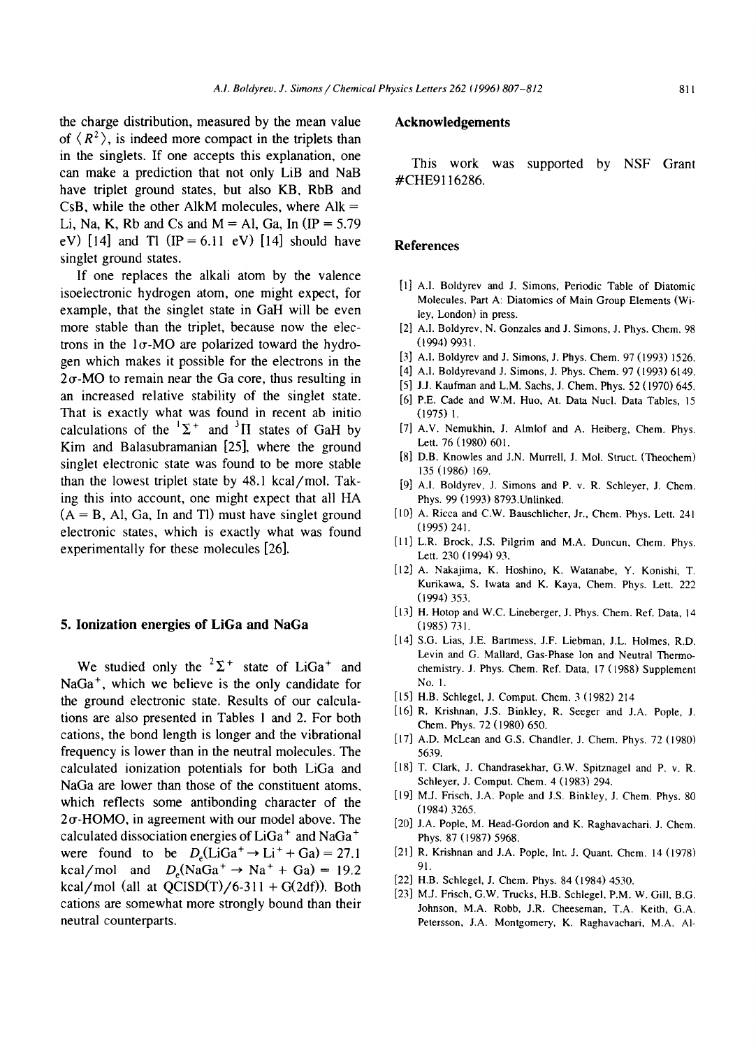the charge distribution, measured by the mean value of $\langle R^2 \rangle$, is indeed more compact in the triplets than in the singlets. If one accepts this explanation, one can make a prediction that not only LiB and NaB have triplet ground states, but also KB, RbB and CsB, while the other AlkM molecules, where Alk = Li, Na, K, Rb and Cs and M = Al, Ga, In (IP = 5.79 eV) [14] and Tl (IP = 6.11 eV) [14] should have singlet ground states.

If one replaces the alkali atom by the valence isoelectronic hydrogen atom, one might expect, for example, that the singlet state in GaH will be even more stable than the triplet, because now the electrons in the $1\sigma$-MO are polarized toward the hydrogen which makes it possible for the electrons in the $2\sigma$-MO to remain near the Ga core, thus resulting in an increased relative stability of the singlet state. That is exactly what was found in recent ab initio calculations of the $^1\Sigma^+$ and $^3\Pi$ states of GaH by Kim and Balasubramanian [25], where the ground singlet electronic state was found to be more stable than the lowest triplet state by 48.1 kcal/mol. Taking this into account, one might expect that all HA (A = B, Al, Ga, In and Tl) must have singlet ground electronic states, which is exactly what was found experimentally for these molecules [26].

## 5. Ionization energies of LiGa and NaGa

We studied only the $^2\Sigma^+$ state of $LiGa^+$ and $NaGa^+$, which we believe is the only candidate for the ground electronic state. Results of our calculations are also presented in Tables 1 and 2. For both cations, the bond length is longer and the vibrational frequency is lower than in the neutral molecules. The calculated ionization potentials for both LiGa and NaGa are lower than those of the constituent atoms, which reflects some antibonding character of the $2\sigma$-HOMO, in agreement with our model above. The calculated dissociation energies of $LiGa^+$ and $NaGa^+$ were found to be $D_e(LiGa^+ \rightarrow Li^+ + Ga) = 27.1$ kcal/mol and $D_e(NaGa^+ \rightarrow Na^+ + Ga) = 19.2$ kcal/mol (all at QCISD(T)/6-311 + G(2df)). Both cations are somewhat more strongly bound than their neutral counterparts.

## Acknowledgements

This work was supported by NSF Grant #CHE9116286.

## References

[1] A.I. Boldyrev and J. Simons, Periodic Table of Diatomic Molecules, Part A: Diatomics of Main Group Elements (Wiley, London) in press.

[2] A.I. Boldyrev, N. Gonzales and J. Simons, J. Phys. Chem. 98 (1994) 9931.

[3] A.I. Boldyrev and J. Simons, J. Phys. Chem. 97 (1993) 1526.

[4] A.I. Boldyrevand J. Simons, J. Phys. Chem. 97 (1993) 6149.

[5] J.J. Kaufman and L.M. Sachs, J. Chem. Phys. 52 (1970) 645.

[6] P.E. Cade and W.M. Huo, At. Data Nucl. Data Tables, 15 (1975) 1.

[7] A.V. Nemukhin, J. Almlof and A. Heiberg, Chem. Phys. Lett. 76 (1980) 601.

[8] D.B. Knowles and J.N. Murrell, J. Mol. Struct. (Theochem) 135 (1986) 169.

[9] A.I. Boldyrev, J. Simons and P. v. R. Schleyer, J. Chem. Phys. 99 (1993) 8793.Unlinked.

[10] A. Ricca and C.W. Bauschlicher, Jr., Chem. Phys. Lett. 241 (1995) 241.

[11] L.R. Brock, J.S. Pilgrim and M.A. Duncun, Chem. Phys. Lett. 230 (1994) 93.

[12] A. Nakajima, K. Hoshino, K. Watanabe, Y. Konishi, T. Kurikawa, S. Iwata and K. Kaya, Chem. Phys. Lett. 222 (1994) 353.

[13] H. Hotop and W.C. Lineberger, J. Phys. Chem. Ref. Data, 14 (1985) 731.

[14] S.G. Lias, J.E. Bartmess, J.F. Liebman, J.L. Holmes, R.D. Levin and G. Mallard, Gas-Phase Ion and Neutral Thermochemistry. J. Phys. Chem. Ref. Data, 17 (1988) Supplement No. 1.

[15] H.B. Schlegel, J. Comput. Chem. 3 (1982) 214

[16] R. Krishnan, J.S. Binkley, R. Seeger and J.A. Pople, J. Chem. Phys. 72 (1980) 650.

[17] A.D. McLean and G.S. Chandler, J. Chem. Phys. 72 (1980) 5639.

[18] T. Clark, J. Chandrasekhar, G.W. Spitznagel and P. v. R. Schleyer, J. Comput. Chem. 4 (1983) 294.

[19] M.J. Frisch, J.A. Pople and J.S. Binkley, J. Chem. Phys. 80 (1984) 3265.

[20] J.A. Pople, M. Head-Gordon and K. Raghavachari, J. Chem. Phys. 87 (1987) 5968.

[21] R. Krishnan and J.A. Pople, Int. J. Quant. Chem. 14 (1978) 91.

[22] H.B. Schlegel, J. Chem. Phys. 84 (1984) 4530.

[23] M.J. Frisch, G.W. Trucks, H.B. Schlegel, P.M. W. Gill, B.G. Johnson, M.A. Robb, J.R. Cheeseman, T.A. Keith, G.A. Petersson, J.A. Montgomery, K. Raghavachari, M.A. Al-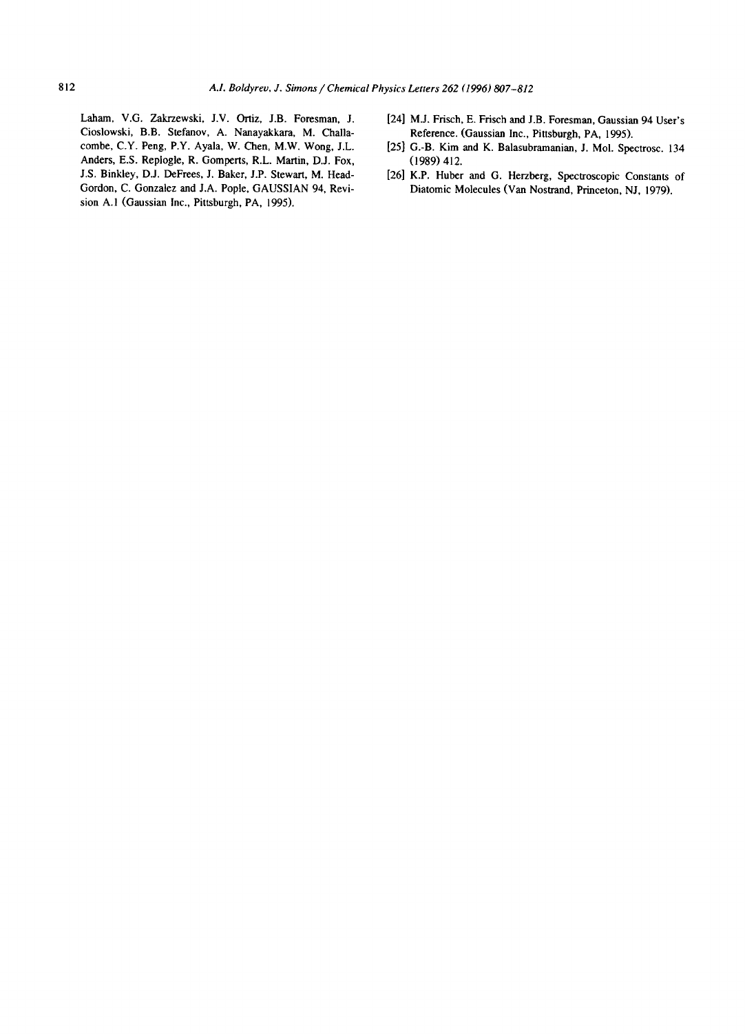Laham, V.G. Zakrzewski, J.V. Ortiz, J.B. Foresman, J. Cioslowski, B.B. Stefanov, A. Nanayakkara, M. Challacombe, C.Y. Peng, P.Y. Ayala, W. Chen, M.W. Wong, J.L. Anders, E.S. Replogle, R. Gomperts, R.L. Martin, D.J. Fox, J.S. Binkley, D.J. DeFrees, J. Baker, J.P. Stewart, M. Head-Gordon, C. Gonzalez and J.A. Pople, GAUSSIAN 94, Revision A.1 (Gaussian Inc., Pittsburgh, PA, 1995).

[24] M.J. Frisch, E. Frisch and J.B. Foresman, Gaussian 94 User's Reference. (Gaussian Inc., Pittsburgh, PA, 1995).

[25] G.-B. Kim and K. Balasubramanian, J. Mol. Spectrosc. 134 (1989) 412.

[26] K.P. Huber and G. Herzberg, Spectroscopic Constants of Diatomic Molecules (Van Nostrand, Princeton, NJ, 1979).